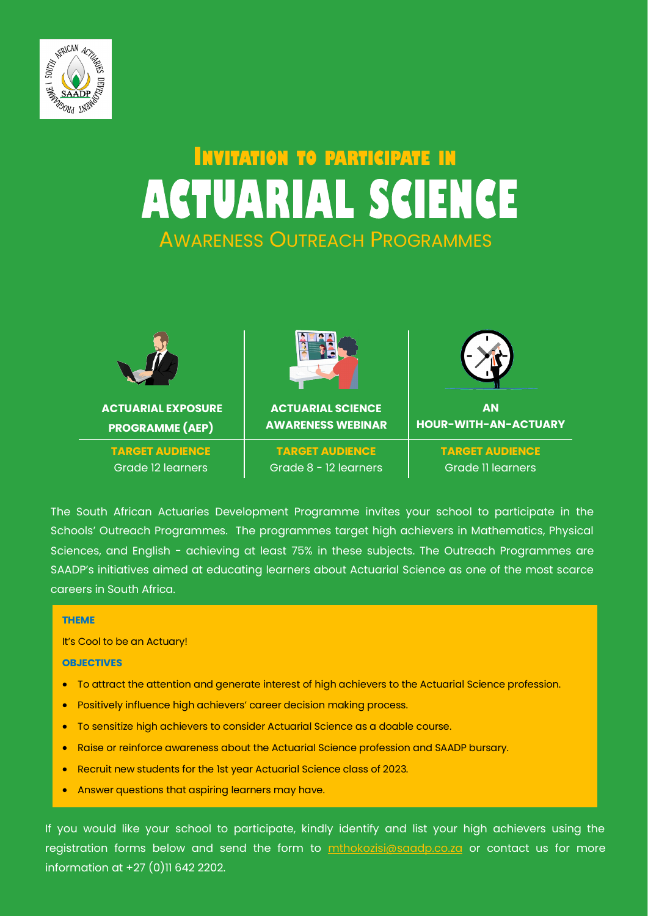# Invitation to participate in

# ACTUARIAL SCIENCE

## Awareness Outreach Programmes

| ACTUARIAL EXPOSURE PROGRAMME (AEP) | ACTUARIAL SCIENCE AWARENESS WEBINAR | AN HOUR-WITH-AN-ACTUARY |
|---|---|---|
| **TARGET AUDIENCE** Grade 12 learners | **TARGET AUDIENCE** Grade 8 - 12 learners | **TARGET AUDIENCE** Grade 11 learners |

The South African Actuaries Development Programme invites your school to participate in the Schools' Outreach Programmes. The programmes target high achievers in Mathematics, Physical Sciences, and English - achieving at least 75% in these subjects. The Outreach Programmes are SAADP's initiatives aimed at educating learners about Actuarial Science as one of the most scarce careers in South Africa.

**THEME**

It's Cool to be an Actuary!

**OBJECTIVES**

- To attract the attention and generate interest of high achievers to the Actuarial Science profession.
- Positively influence high achievers' career decision making process.
- To sensitize high achievers to consider Actuarial Science as a doable course.
- Raise or reinforce awareness about the Actuarial Science profession and SAADP bursary.
- Recruit new students for the 1st year Actuarial Science class of 2023.
- Answer questions that aspiring learners may have.

If you would like your school to participate, kindly identify and list your high achievers using the registration forms below and send the form to mthokozisi@saadp.co.za or contact us for more information at +27 (0)11 642 2202.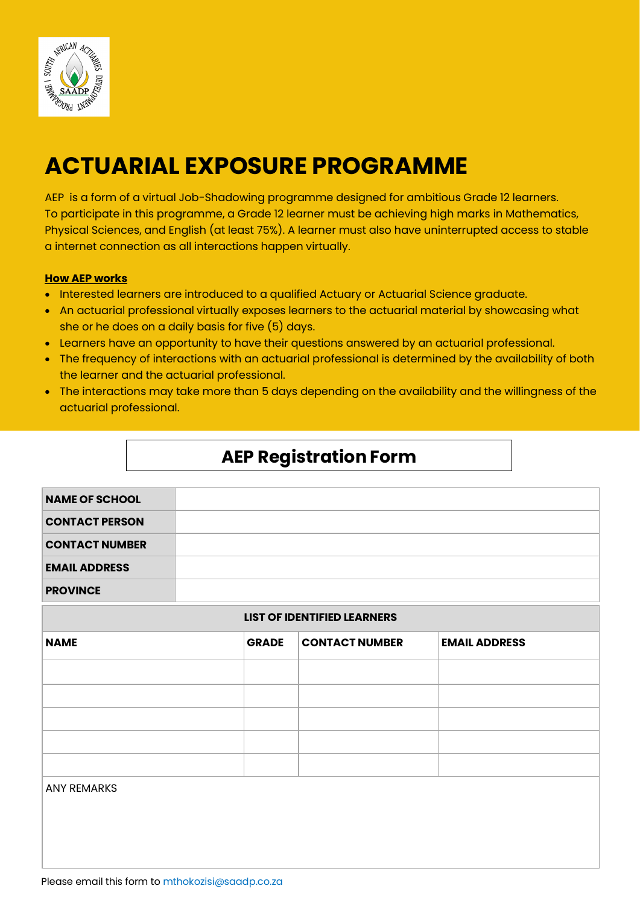# ACTUARIAL EXPOSURE PROGRAMME

AEP is a form of a virtual Job-Shadowing programme designed for ambitious Grade 12 learners. To participate in this programme, a Grade 12 learner must be achieving high marks in Mathematics, Physical Sciences, and English (at least 75%). A learner must also have uninterrupted access to stable a internet connection as all interactions happen virtually.

**How AEP works**

- Interested learners are introduced to a qualified Actuary or Actuarial Science graduate.
- An actuarial professional virtually exposes learners to the actuarial material by showcasing what she or he does on a daily basis for five (5) days.
- Learners have an opportunity to have their questions answered by an actuarial professional.
- The frequency of interactions with an actuarial professional is determined by the availability of both the learner and the actuarial professional.
- The interactions may take more than 5 days depending on the availability and the willingness of the actuarial professional.

## AEP Registration Form

| | |
|---|---|
| **NAME OF SCHOOL** | |
| **CONTACT PERSON** | |
| **CONTACT NUMBER** | |
| **EMAIL ADDRESS** | |
| **PROVINCE** | |

**LIST OF IDENTIFIED LEARNERS**

| NAME | GRADE | CONTACT NUMBER | EMAIL ADDRESS |
|---|---|---|---|
| | | | |
| | | | |
| | | | |
| | | | |
| | | | |

ANY REMARKS

Please email this form to mthokozisi@saadp.co.za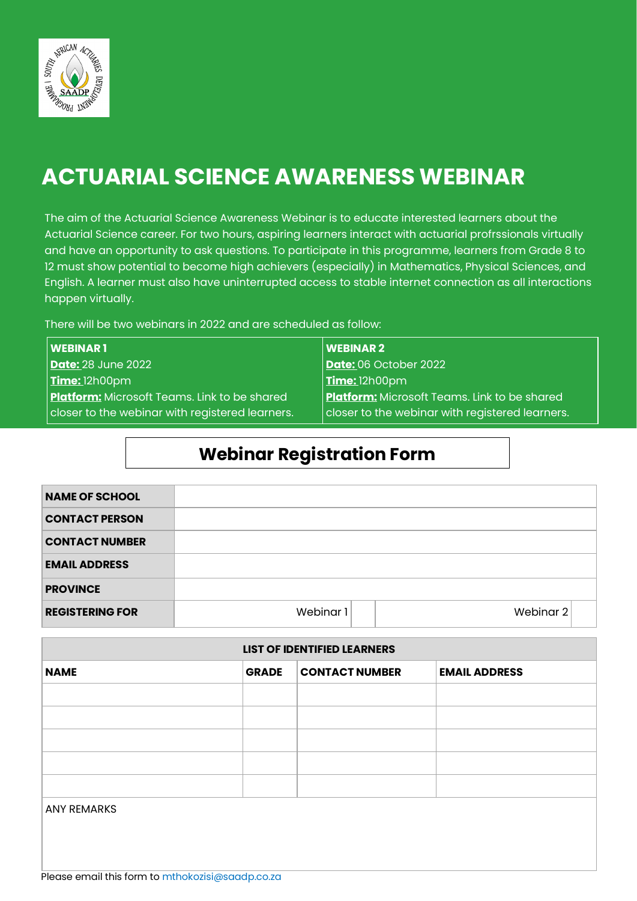# ACTUARIAL SCIENCE AWARENESS WEBINAR

The aim of the Actuarial Science Awareness Webinar is to educate interested learners about the Actuarial Science career. For two hours, aspiring learners interact with actuarial profrssionals virtually and have an opportunity to ask questions. To participate in this programme, learners from Grade 8 to 12 must show potential to become high achievers (especially) in Mathematics, Physical Sciences, and English. A learner must also have uninterrupted access to stable internet connection as all interactions happen virtually.

There will be two webinars in 2022 and are scheduled as follow:

| **WEBINAR 1** | **WEBINAR 2** |
|---|---|
| **Date:** 28 June 2022 | **Date:** 06 October 2022 |
| **Time:** 12h00pm | **Time:** 12h00pm |
| **Platform:** Microsoft Teams. Link to be shared closer to the webinar with registered learners. | **Platform:** Microsoft Teams. Link to be shared closer to the webinar with registered learners. |

## Webinar Registration Form

| | | | | |
|---|---|---|---|---|
| **NAME OF SCHOOL** | | | | |
| **CONTACT PERSON** | | | | |
| **CONTACT NUMBER** | | | | |
| **EMAIL ADDRESS** | | | | |
| **PROVINCE** | | | | |
| **REGISTERING FOR** | Webinar 1 | | Webinar 2 | |

| **LIST OF IDENTIFIED LEARNERS** | | | |
|---|---|---|---|
| **NAME** | **GRADE** | **CONTACT NUMBER** | **EMAIL ADDRESS** |
| | | | |
| | | | |
| | | | |
| | | | |
| | | | |

ANY REMARKS

Please email this form to mthokozisi@saadp.co.za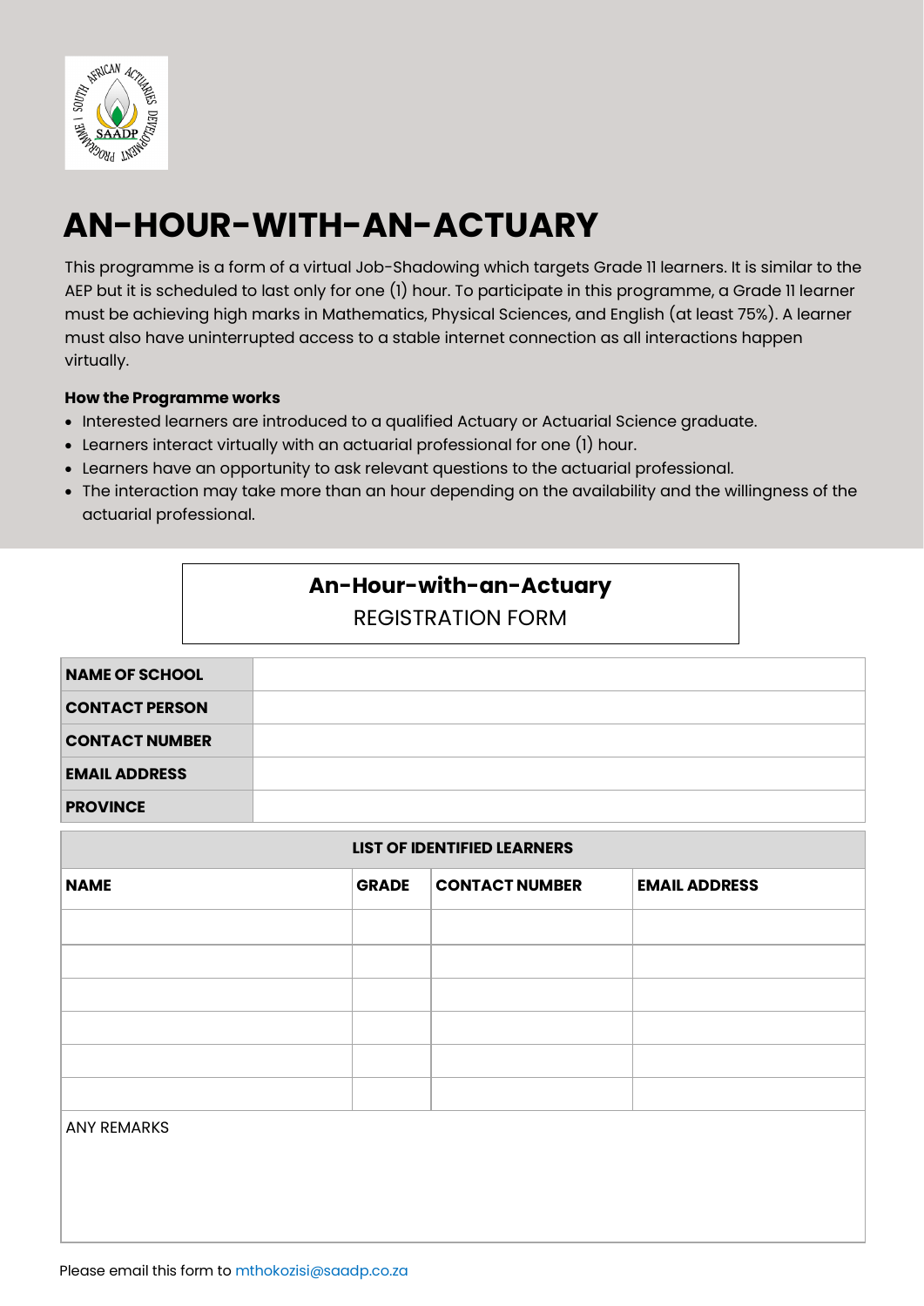# AN-HOUR-WITH-AN-ACTUARY

This programme is a form of a virtual Job-Shadowing which targets Grade 11 learners. It is similar to the AEP but it is scheduled to last only for one (1) hour. To participate in this programme, a Grade 11 learner must be achieving high marks in Mathematics, Physical Sciences, and English (at least 75%). A learner must also have uninterrupted access to a stable internet connection as all interactions happen virtually.

**How the Programme works**

- Interested learners are introduced to a qualified Actuary or Actuarial Science graduate.
- Learners interact virtually with an actuarial professional for one (1) hour.
- Learners have an opportunity to ask relevant questions to the actuarial professional.
- The interaction may take more than an hour depending on the availability and the willingness of the actuarial professional.

## An-Hour-with-an-Actuary

REGISTRATION FORM

| | |
|---|---|
| **NAME OF SCHOOL** | |
| **CONTACT PERSON** | |
| **CONTACT NUMBER** | |
| **EMAIL ADDRESS** | |
| **PROVINCE** | |

| **LIST OF IDENTIFIED LEARNERS** | | | |
|---|---|---|---|
| **NAME** | **GRADE** | **CONTACT NUMBER** | **EMAIL ADDRESS** |
| | | | |
| | | | |
| | | | |
| | | | |
| | | | |
| | | | |
| ANY REMARKS | | | |

Please email this form to mthokozisi@saadp.co.za